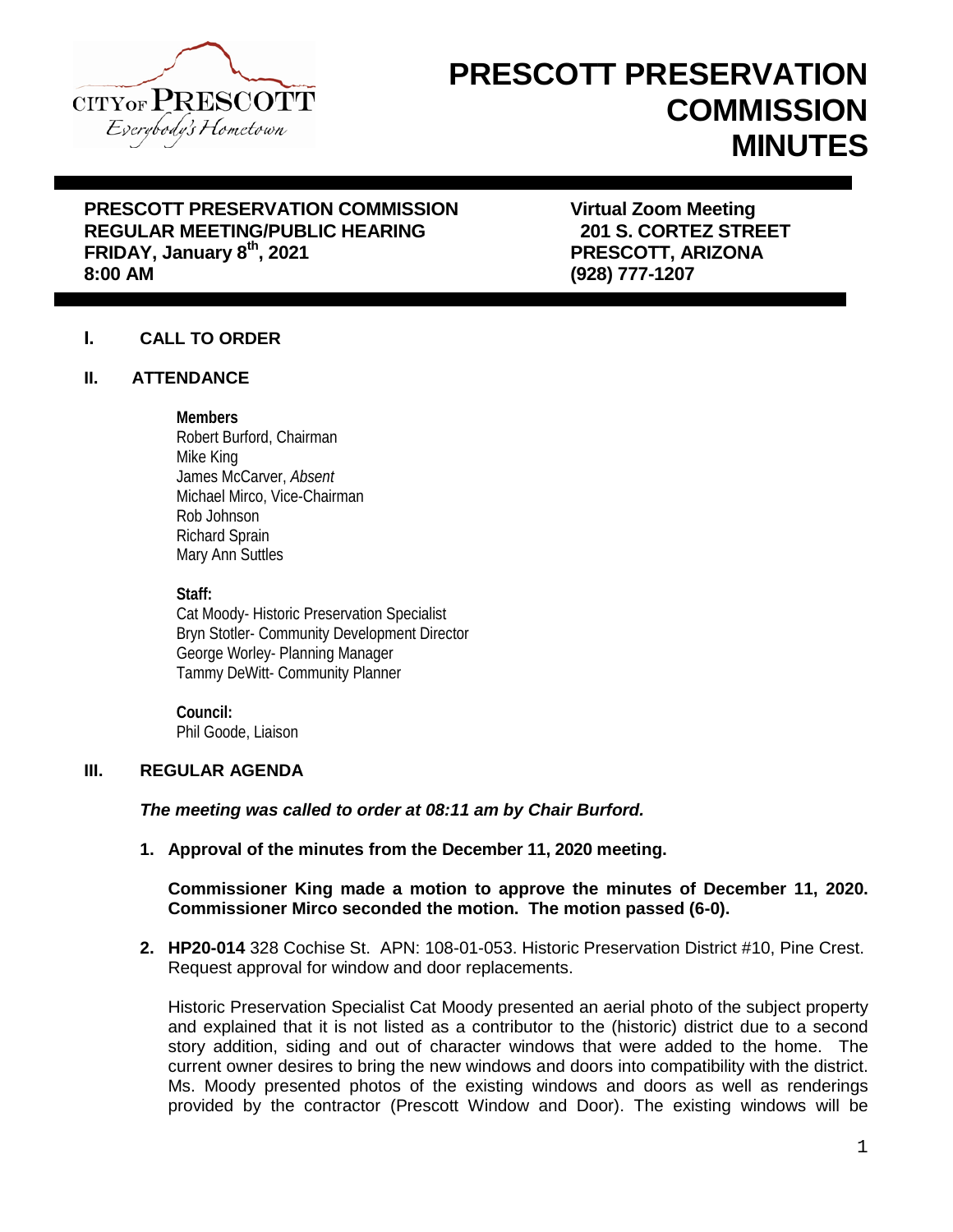# PRESCOTT PRESERVATION COMMISSION MINUTES

**PRESCOTT PRESERVATION COMMISSION**
**REGULAR MEETING/PUBLIC HEARING**
**FRIDAY, January 8th, 2021**
**8:00 AM**

**Virtual Zoom Meeting**
**201 S. CORTEZ STREET**
**PRESCOTT, ARIZONA**
**(928) 777-1207**

## I. CALL TO ORDER

## II. ATTENDANCE

**Members**
Robert Burford, Chairman
Mike King
James McCarver, *Absent*
Michael Mirco, Vice-Chairman
Rob Johnson
Richard Sprain
Mary Ann Suttles

**Staff:**
Cat Moody- Historic Preservation Specialist
Bryn Stotler- Community Development Director
George Worley- Planning Manager
Tammy DeWitt- Community Planner

**Council:**
Phil Goode, Liaison

## III. REGULAR AGENDA

***The meeting was called to order at 08:11 am by Chair Burford.***

1. **Approval of the minutes from the December 11, 2020 meeting.**

   **Commissioner King made a motion to approve the minutes of December 11, 2020. Commissioner Mirco seconded the motion. The motion passed (6-0).**

2. **HP20-014** 328 Cochise St. APN: 108-01-053. Historic Preservation District #10, Pine Crest. Request approval for window and door replacements.

   Historic Preservation Specialist Cat Moody presented an aerial photo of the subject property and explained that it is not listed as a contributor to the (historic) district due to a second story addition, siding and out of character windows that were added to the home. The current owner desires to bring the new windows and doors into compatibility with the district. Ms. Moody presented photos of the existing windows and doors as well as renderings provided by the contractor (Prescott Window and Door). The existing windows will be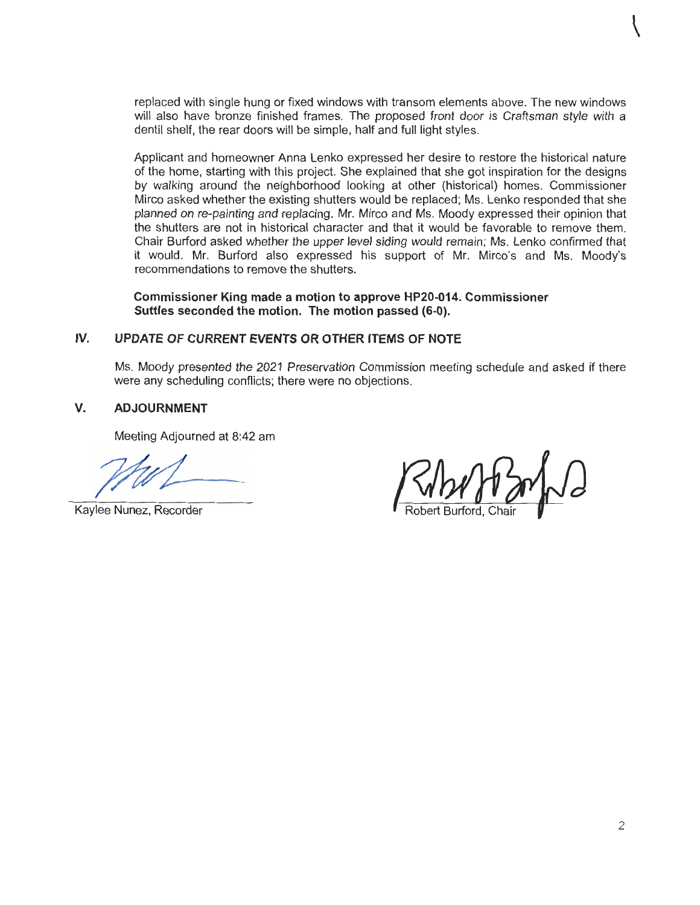replaced with single hung or fixed windows with transom elements above. The new windows will also have bronze finished frames. The proposed front door is Craftsman style with a dentil shelf, the rear doors will be simple, half and full light styles.

Applicant and homeowner Anna Lenko expressed her desire to restore the historical nature of the home, starting with this project. She explained that she got inspiration for the designs by walking around the neighborhood looking at other (historical) homes. Commissioner Mirco asked whether the existing shutters would be replaced; Ms. Lenko responded that she planned on re-painting and replacing. Mr. Mirco and Ms. Moody expressed their opinion that the shutters are not in historical character and that it would be favorable to remove them. Chair Burford asked whether the upper level siding would remain; Ms. Lenko confirmed that it would. Mr. Burford also expressed his support of Mr. Mirco's and Ms. Moody's recommendations to remove the shutters.

**Commissioner King made a motion to approve HP20-014. Commissioner Suttles seconded the motion. The motion passed (6-0).**

## IV. UPDATE OF CURRENT EVENTS OR OTHER ITEMS OF NOTE

Ms. Moody presented the 2021 Preservation Commission meeting schedule and asked if there were any scheduling conflicts; there were no objections.

## V. ADJOURNMENT

Meeting Adjourned at 8:42 am

Kaylee Nunez, Recorder

Robert Burford, Chair